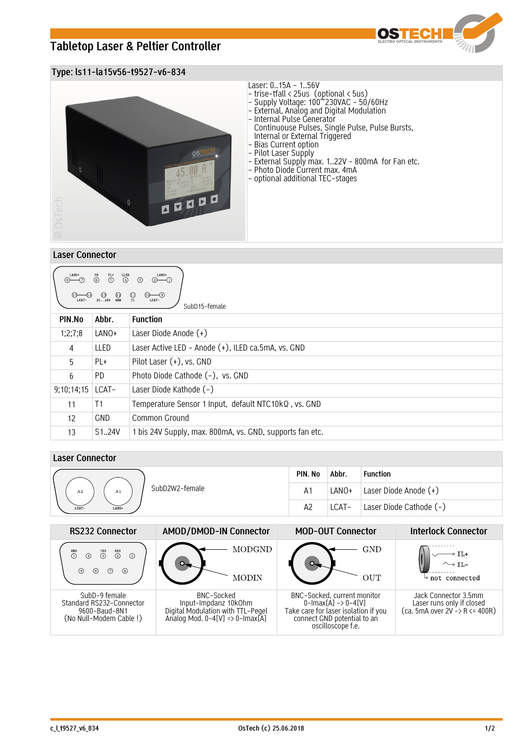# Tabletop Laser & Peltier Controller

## Type: ls11-la15v56-t9527-v6-834

Laser: 0..15A – 1..56V
- trise-tfall < 25us (optional < 5us)
- Supply Voltage: 100~230VAC – 50/60Hz
- External, Analog and Digital Modulation
- Internal Pulse Generator
  Continuouse Pulses, Single Pulse, Pulse Bursts, Internal or External Triggered
- Bias Current option
- Pilot Laser Supply
- External Supply max. 1..22V – 800mA for Fan etc.
- Photo Diode Current max. 4mA
- optional additional TEC-stages

## Laser Connector

SubD15-female

| PIN.No | Abbr. | Function |
|---|---|---|
| 1;2;7;8 | LANO+ | Laser Diode Anode (+) |
| 4 | LLED | Laser Active LED – Anode (+), ILED ca.5mA, vs. GND |
| 5 | PL+ | Pilot Laser (+), vs. GND |
| 6 | PD | Photo Diode Cathode (-), vs. GND |
| 9;10;14;15 | LCAT- | Laser Diode Kathode (-) |
| 11 | T1 | Temperature Sensor 1 Input, default NTC10kΩ , vs. GND |
| 12 | GND | Common Ground |
| 13 | S1..24V | 1 bis 24V Supply, max. 800mA, vs. GND, supports fan etc. |

## Laser Connector

SubD2W2-female

| PIN. No | Abbr. | Function |
|---|---|---|
| A1 | LANO+ | Laser Diode Anode (+) |
| A2 | LCAT- | Laser Diode Cathode (-) |

| RS232 Connector | AMOD/DMOD-IN Connector | MOD-OUT Connector | Interlock Connector |
|---|---|---|---|
| SubD-9 female<br>Standard RS232-Connector<br>9600-Baud-8N1<br>(No Null-Modem Cable !) | BNC-Socked<br>Input-Impdanz 10kOhm<br>Digital Modulation with TTL-Pegel<br>Analog Mod. 0-4[V] => 0-Imax[A] | BNC-Socked, current monitor<br>0-Imax[A] -> 0-4[V]<br>Take care for laser isolation if you connect GND potential to an oscilloscope f.e. | Jack Connector 3.5mm<br>Laser runs only if closed<br>(ca. 5mA over 2V -> R <= 400R) |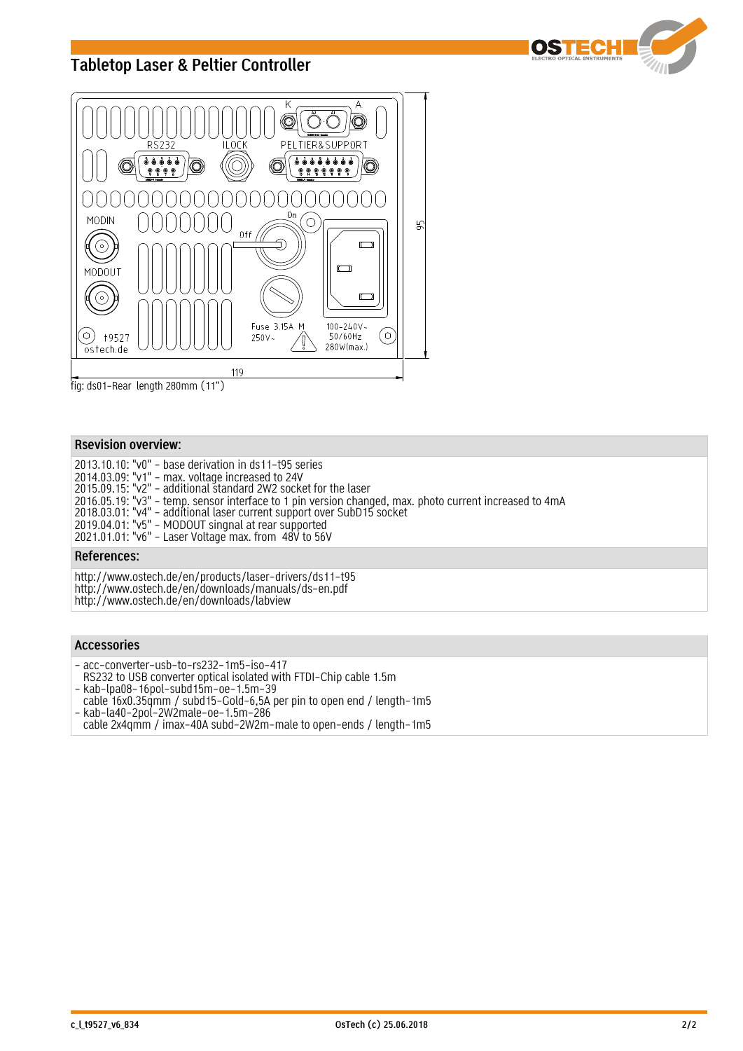## Tabletop Laser & Peltier Controller

K A

RS232 ILOCK PELTIER&SUPPORT

MODIN

On

Off

MODOUT

95

Fuse 3.15A M
250V~

100-240V~
50/60Hz
280W(max.)

t9527
ostech.de

119

fig: ds01-Rear length 280mm (11")

### Rsevision overview:

2013.10.10: "v0" – base derivation in ds11-t95 series
2014.03.09: "v1" – max. voltage increased to 24V
2015.09.15: "v2" – additional standard 2W2 socket for the laser
2016.05.19: "v3" – temp. sensor interface to 1 pin version changed, max. photo current increased to 4mA
2018.03.01: "v4" – additional laser current support over SubD15 socket
2019.04.01: "v5" – MODOUT singnal at rear supported
2021.01.01: "v6" – Laser Voltage max. from 48V to 56V

### References:

http://www.ostech.de/en/products/laser-drivers/ds11-t95
http://www.ostech.de/en/downloads/manuals/ds-en.pdf
http://www.ostech.de/en/downloads/labview

### Accessories

- acc-converter-usb-to-rs232-1m5-iso-417
  RS232 to USB converter optical isolated with FTDI-Chip cable 1.5m
- kab-lpa08-16pol-subd15m-oe-1.5m-39
  cable 16x0.35qmm / subd15-Gold-6,5A per pin to open end / length-1m5
- kab-la40-2pol-2W2male-oe-1.5m-286
  cable 2x4qmm / imax-40A subd-2W2m-male to open-ends / length-1m5